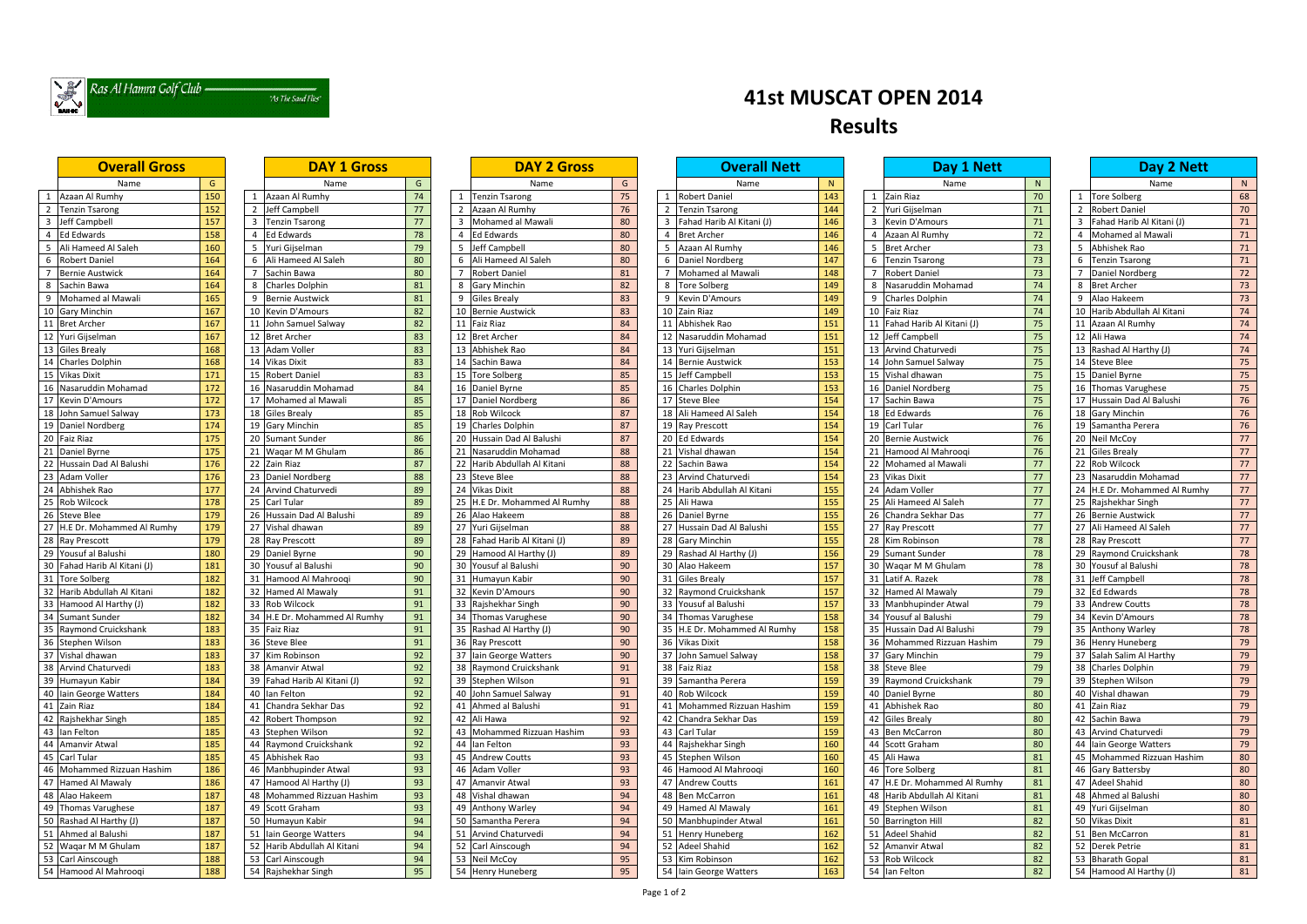Ras Al Hamra Golf Club — "As The Sand Flies"

# 41st MUSCAT OPEN 2014
## Results

### Overall Gross

| # | Name | G |
|---|---|---|
| 1 | Azaan Al Rumhy | 150 |
| 2 | Tenzin Tsarong | 152 |
| 3 | Jeff Campbell | 157 |
| 4 | Ed Edwards | 158 |
| 5 | Ali Hameed Al Saleh | 160 |
| 6 | Robert Daniel | 164 |
| 7 | Bernie Austwick | 164 |
| 8 | Sachin Bawa | 164 |
| 9 | Mohamed al Mawali | 165 |
| 10 | Gary Minchin | 167 |
| 11 | Bret Archer | 167 |
| 12 | Yuri Gijselman | 167 |
| 13 | Giles Brealy | 168 |
| 14 | Charles Dolphin | 168 |
| 15 | Vikas Dixit | 171 |
| 16 | Nasaruddin Mohamad | 172 |
| 17 | Kevin D'Amours | 172 |
| 18 | John Samuel Salway | 173 |
| 19 | Daniel Nordberg | 174 |
| 20 | Faiz Riaz | 175 |
| 21 | Daniel Byrne | 175 |
| 22 | Hussain Dad Al Balushi | 176 |
| 23 | Adam Voller | 176 |
| 24 | Abhishek Rao | 177 |
| 25 | Rob Wilcock | 178 |
| 26 | Steve Blee | 179 |
| 27 | H.E Dr. Mohammed Al Rumhy | 179 |
| 28 | Ray Prescott | 179 |
| 29 | Yousuf al Balushi | 180 |
| 30 | Fahad Harib Al Kitani (J) | 181 |
| 31 | Tore Solberg | 182 |
| 32 | Harib Abdullah Al Kitani | 182 |
| 33 | Hamood Al Harthy (J) | 182 |
| 34 | Sumant Sunder | 182 |
| 35 | Raymond Cruickshank | 183 |
| 36 | Stephen Wilson | 183 |
| 37 | Vishal dhawan | 183 |
| 38 | Arvind Chaturvedi | 183 |
| 39 | Humayun Kabir | 184 |
| 40 | Iain George Watters | 184 |
| 41 | Zain Riaz | 184 |
| 42 | Rajshekhar Singh | 185 |
| 43 | Ian Felton | 185 |
| 44 | Amanvir Atwal | 185 |
| 45 | Carl Tular | 185 |
| 46 | Mohammed Rizzuan Hashim | 186 |
| 47 | Hamed Al Mawaly | 186 |
| 48 | Alao Hakeem | 187 |
| 49 | Thomas Varughese | 187 |
| 50 | Rashad Al Harthy (J) | 187 |
| 51 | Ahmed al Balushi | 187 |
| 52 | Waqar M M Ghulam | 187 |
| 53 | Carl Ainscough | 188 |
| 54 | Hamood Al Mahrooqi | 188 |

### DAY 1 Gross

| # | Name | G |
|---|---|---|
| 1 | Azaan Al Rumhy | 74 |
| 2 | Jeff Campbell | 77 |
| 3 | Tenzin Tsarong | 77 |
| 4 | Ed Edwards | 78 |
| 5 | Yuri Gijselman | 79 |
| 6 | Ali Hameed Al Saleh | 80 |
| 7 | Sachin Bawa | 80 |
| 8 | Charles Dolphin | 81 |
| 9 | Bernie Austwick | 81 |
| 10 | Kevin D'Amours | 82 |
| 11 | John Samuel Salway | 82 |
| 12 | Bret Archer | 83 |
| 13 | Adam Voller | 83 |
| 14 | Vikas Dixit | 83 |
| 15 | Robert Daniel | 83 |
| 16 | Nasaruddin Mohamad | 84 |
| 17 | Mohamed al Mawali | 85 |
| 18 | Giles Brealy | 85 |
| 19 | Gary Minchin | 85 |
| 20 | Sumant Sunder | 86 |
| 21 | Waqar M M Ghulam | 86 |
| 22 | Zain Riaz | 87 |
| 23 | Daniel Nordberg | 88 |
| 24 | Arvind Chaturvedi | 89 |
| 25 | Carl Tular | 89 |
| 26 | Hussain Dad Al Balushi | 89 |
| 27 | Vishal dhawan | 89 |
| 28 | Ray Prescott | 89 |
| 29 | Daniel Byrne | 90 |
| 30 | Yousuf al Balushi | 90 |
| 31 | Hamood Al Mahrooqi | 90 |
| 32 | Hamed Al Mawaly | 91 |
| 33 | Rob Wilcock | 91 |
| 34 | H.E Dr. Mohammed Al Rumhy | 91 |
| 35 | Faiz Riaz | 91 |
| 36 | Steve Blee | 91 |
| 37 | Kim Robinson | 92 |
| 38 | Amanvir Atwal | 92 |
| 39 | Fahad Harib Al Kitani (J) | 92 |
| 40 | Ian Felton | 92 |
| 41 | Chandra Sekhar Das | 92 |
| 42 | Robert Thompson | 92 |
| 43 | Stephen Wilson | 92 |
| 44 | Raymond Cruickshank | 92 |
| 45 | Abhishek Rao | 93 |
| 46 | Manbhupinder Atwal | 93 |
| 47 | Hamood Al Harthy (J) | 93 |
| 48 | Mohammed Rizzuan Hashim | 93 |
| 49 | Scott Graham | 93 |
| 50 | Humayun Kabir | 94 |
| 51 | Iain George Watters | 94 |
| 52 | Harib Abdullah Al Kitani | 94 |
| 53 | Carl Ainscough | 94 |
| 54 | Rajshekhar Singh | 95 |

### DAY 2 Gross

| # | Name | G |
|---|---|---|
| 1 | Tenzin Tsarong | 75 |
| 2 | Azaan Al Rumhy | 76 |
| 3 | Mohamed al Mawali | 80 |
| 4 | Ed Edwards | 80 |
| 5 | Jeff Campbell | 80 |
| 6 | Ali Hameed Al Saleh | 80 |
| 7 | Robert Daniel | 81 |
| 8 | Gary Minchin | 82 |
| 9 | Giles Brealy | 83 |
| 10 | Bernie Austwick | 83 |
| 11 | Faiz Riaz | 84 |
| 12 | Bret Archer | 84 |
| 13 | Abhishek Rao | 84 |
| 14 | Sachin Bawa | 84 |
| 15 | Tore Solberg | 85 |
| 16 | Daniel Byrne | 85 |
| 17 | Daniel Nordberg | 86 |
| 18 | Rob Wilcock | 87 |
| 19 | Charles Dolphin | 87 |
| 20 | Hussain Dad Al Balushi | 87 |
| 21 | Nasaruddin Mohamad | 88 |
| 22 | Harib Abdullah Al Kitani | 88 |
| 23 | Steve Blee | 88 |
| 24 | Vikas Dixit | 88 |
| 25 | H.E Dr. Mohammed Al Rumhy | 88 |
| 26 | Alao Hakeem | 88 |
| 27 | Yuri Gijselman | 88 |
| 28 | Fahad Harib Al Kitani (J) | 89 |
| 29 | Hamood Al Harthy (J) | 89 |
| 30 | Yousuf al Balushi | 90 |
| 31 | Humayun Kabir | 90 |
| 32 | Kevin D'Amours | 90 |
| 33 | Rajshekhar Singh | 90 |
| 34 | Thomas Varughese | 90 |
| 35 | Rashad Al Harthy (J) | 90 |
| 36 | Ray Prescott | 90 |
| 37 | Iain George Watters | 90 |
| 38 | Raymond Cruickshank | 91 |
| 39 | Stephen Wilson | 91 |
| 40 | John Samuel Salway | 91 |
| 41 | Ahmed al Balushi | 91 |
| 42 | Ali Hawa | 92 |
| 43 | Mohammed Rizzuan Hashim | 93 |
| 44 | Ian Felton | 93 |
| 45 | Andrew Coutts | 93 |
| 46 | Adam Voller | 93 |
| 47 | Amanvir Atwal | 93 |
| 48 | Vishal dhawan | 94 |
| 49 | Anthony Warley | 94 |
| 50 | Samantha Perera | 94 |
| 51 | Arvind Chaturvedi | 94 |
| 52 | Carl Ainscough | 94 |
| 53 | Neil McCoy | 95 |
| 54 | Henry Huneberg | 95 |

### Overall Nett

| # | Name | N |
|---|---|---|
| 1 | Robert Daniel | 143 |
| 2 | Tenzin Tsarong | 144 |
| 3 | Fahad Harib Al Kitani (J) | 146 |
| 4 | Bret Archer | 146 |
| 5 | Azaan Al Rumhy | 146 |
| 6 | Daniel Nordberg | 147 |
| 7 | Mohamed al Mawali | 148 |
| 8 | Tore Solberg | 149 |
| 9 | Kevin D'Amours | 149 |
| 10 | Zain Riaz | 149 |
| 11 | Abhishek Rao | 151 |
| 12 | Nasaruddin Mohamad | 151 |
| 13 | Yuri Gijselman | 151 |
| 14 | Bernie Austwick | 153 |
| 15 | Jeff Campbell | 153 |
| 16 | Charles Dolphin | 153 |
| 17 | Steve Blee | 154 |
| 18 | Ali Hameed Al Saleh | 154 |
| 19 | Ray Prescott | 154 |
| 20 | Ed Edwards | 154 |
| 21 | Vishal dhawan | 154 |
| 22 | Sachin Bawa | 154 |
| 23 | Arvind Chaturvedi | 154 |
| 24 | Harib Abdullah Al Kitani | 155 |
| 25 | Ali Hawa | 155 |
| 26 | Daniel Byrne | 155 |
| 27 | Hussain Dad Al Balushi | 155 |
| 28 | Gary Minchin | 155 |
| 29 | Rashad Al Harthy (J) | 156 |
| 30 | Alao Hakeem | 157 |
| 31 | Giles Brealy | 157 |
| 32 | Raymond Cruickshank | 157 |
| 33 | Yousuf al Balushi | 157 |
| 34 | Thomas Varughese | 158 |
| 35 | H.E Dr. Mohammed Al Rumhy | 158 |
| 36 | Vikas Dixit | 158 |
| 37 | John Samuel Salway | 158 |
| 38 | Faiz Riaz | 158 |
| 39 | Samantha Perera | 159 |
| 40 | Rob Wilcock | 159 |
| 41 | Mohammed Rizzuan Hashim | 159 |
| 42 | Chandra Sekhar Das | 159 |
| 43 | Carl Tular | 159 |
| 44 | Rajshekhar Singh | 160 |
| 45 | Stephen Wilson | 160 |
| 46 | Hamood Al Mahrooqi | 160 |
| 47 | Andrew Coutts | 161 |
| 48 | Ben McCarron | 161 |
| 49 | Hamed Al Mawaly | 161 |
| 50 | Manbhupinder Atwal | 161 |
| 51 | Henry Huneberg | 162 |
| 52 | Adeel Shahid | 162 |
| 53 | Kim Robinson | 162 |
| 54 | Iain George Watters | 163 |

### Day 1 Nett

| # | Name | N |
|---|---|---|
| 1 | Zain Riaz | 70 |
| 2 | Yuri Gijselman | 71 |
| 3 | Kevin D'Amours | 71 |
| 4 | Azaan Al Rumhy | 72 |
| 5 | Bret Archer | 73 |
| 6 | Tenzin Tsarong | 73 |
| 7 | Robert Daniel | 73 |
| 8 | Nasaruddin Mohamad | 74 |
| 9 | Charles Dolphin | 74 |
| 10 | Faiz Riaz | 74 |
| 11 | Fahad Harib Al Kitani (J) | 75 |
| 12 | Jeff Campbell | 75 |
| 13 | Arvind Chaturvedi | 75 |
| 14 | John Samuel Salway | 75 |
| 15 | Vishal dhawan | 75 |
| 16 | Daniel Nordberg | 75 |
| 17 | Sachin Bawa | 75 |
| 18 | Ed Edwards | 76 |
| 19 | Carl Tular | 76 |
| 20 | Bernie Austwick | 76 |
| 21 | Hamood Al Mahrooqi | 76 |
| 22 | Mohamed al Mawali | 77 |
| 23 | Vikas Dixit | 77 |
| 24 | Adam Voller | 77 |
| 25 | Ali Hameed Al Saleh | 77 |
| 26 | Chandra Sekhar Das | 77 |
| 27 | Ray Prescott | 77 |
| 28 | Kim Robinson | 78 |
| 29 | Sumant Sunder | 78 |
| 30 | Waqar M M Ghulam | 78 |
| 31 | Latif A. Razek | 78 |
| 32 | Hamed Al Mawaly | 79 |
| 33 | Manbhupinder Atwal | 79 |
| 34 | Yousuf al Balushi | 79 |
| 35 | Hussain Dad Al Balushi | 79 |
| 36 | Mohammed Rizzuan Hashim | 79 |
| 37 | Gary Minchin | 79 |
| 38 | Steve Blee | 79 |
| 39 | Raymond Cruickshank | 79 |
| 40 | Daniel Byrne | 80 |
| 41 | Abhishek Rao | 80 |
| 42 | Giles Brealy | 80 |
| 43 | Ben McCarron | 80 |
| 44 | Scott Graham | 80 |
| 45 | Ali Hawa | 81 |
| 46 | Tore Solberg | 81 |
| 47 | H.E Dr. Mohammed Al Rumhy | 81 |
| 48 | Harib Abdullah Al Kitani | 81 |
| 49 | Stephen Wilson | 81 |
| 50 | Barrington Hill | 82 |
| 51 | Adeel Shahid | 82 |
| 52 | Amanvir Atwal | 82 |
| 53 | Rob Wilcock | 82 |
| 54 | Ian Felton | 82 |

### Day 2 Nett

| # | Name | N |
|---|---|---|
| 1 | Tore Solberg | 68 |
| 2 | Robert Daniel | 70 |
| 3 | Fahad Harib Al Kitani (J) | 71 |
| 4 | Mohamed al Mawali | 71 |
| 5 | Abhishek Rao | 71 |
| 6 | Tenzin Tsarong | 71 |
| 7 | Daniel Nordberg | 72 |
| 8 | Bret Archer | 73 |
| 9 | Alao Hakeem | 73 |
| 10 | Harib Abdullah Al Kitani | 74 |
| 11 | Azaan Al Rumhy | 74 |
| 12 | Ali Hawa | 74 |
| 13 | Rashad Al Harthy (J) | 74 |
| 14 | Steve Blee | 75 |
| 15 | Daniel Byrne | 75 |
| 16 | Thomas Varughese | 75 |
| 17 | Hussain Dad Al Balushi | 76 |
| 18 | Gary Minchin | 76 |
| 19 | Samantha Perera | 76 |
| 20 | Neil McCoy | 77 |
| 21 | Giles Brealy | 77 |
| 22 | Rob Wilcock | 77 |
| 23 | Nasaruddin Mohamad | 77 |
| 24 | H.E Dr. Mohammed Al Rumhy | 77 |
| 25 | Rajshekhar Singh | 77 |
| 26 | Bernie Austwick | 77 |
| 27 | Ali Hameed Al Saleh | 77 |
| 28 | Ray Prescott | 77 |
| 29 | Raymond Cruickshank | 78 |
| 30 | Yousuf al Balushi | 78 |
| 31 | Jeff Campbell | 78 |
| 32 | Ed Edwards | 78 |
| 33 | Andrew Coutts | 78 |
| 34 | Kevin D'Amours | 78 |
| 35 | Anthony Warley | 78 |
| 36 | Henry Huneberg | 79 |
| 37 | Salah Salim Al Harthy | 79 |
| 38 | Charles Dolphin | 79 |
| 39 | Stephen Wilson | 79 |
| 40 | Vishal dhawan | 79 |
| 41 | Zain Riaz | 79 |
| 42 | Sachin Bawa | 79 |
| 43 | Arvind Chaturvedi | 79 |
| 44 | Iain George Watters | 79 |
| 45 | Mohammed Rizzuan Hashim | 80 |
| 46 | Gary Battersby | 80 |
| 47 | Adeel Shahid | 80 |
| 48 | Ahmed al Balushi | 80 |
| 49 | Yuri Gijselman | 80 |
| 50 | Vikas Dixit | 81 |
| 51 | Ben McCarron | 81 |
| 52 | Derek Petrie | 81 |
| 53 | Bharath Gopal | 81 |
| 54 | Hamood Al Harthy (J) | 81 |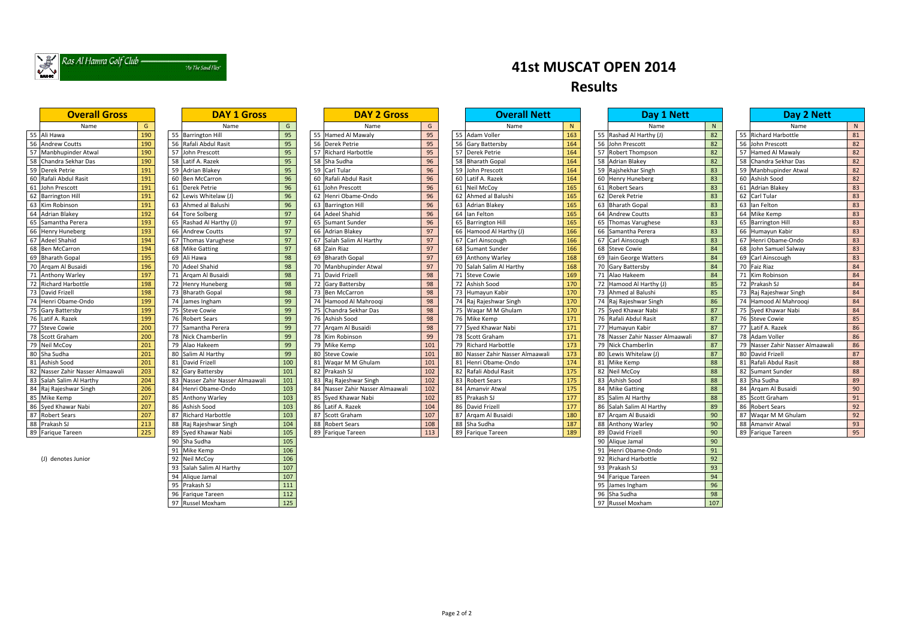Ras Al Hamra Golf Club "As The Sand Flies"

# 41st MUSCAT OPEN 2014

## Results

### Overall Gross

| | Name | G |
|---|---|---|
| 55 | Ali Hawa | 190 |
| 56 | Andrew Coutts | 190 |
| 57 | Manbhupinder Atwal | 190 |
| 58 | Chandra Sekhar Das | 190 |
| 59 | Derek Petrie | 191 |
| 60 | Rafali Abdul Rasit | 191 |
| 61 | John Prescott | 191 |
| 62 | Barrington Hill | 191 |
| 63 | Kim Robinson | 191 |
| 64 | Adrian Blakey | 192 |
| 65 | Samantha Perera | 193 |
| 66 | Henry Huneberg | 193 |
| 67 | Adeel Shahid | 194 |
| 68 | Ben McCarron | 194 |
| 69 | Bharath Gopal | 195 |
| 70 | Arqam Al Busaidi | 196 |
| 71 | Anthony Warley | 197 |
| 72 | Richard Harbottle | 198 |
| 73 | David Frizell | 198 |
| 74 | Henri Obame-Ondo | 199 |
| 75 | Gary Battersby | 199 |
| 76 | Latif A. Razek | 199 |
| 77 | Steve Cowie | 200 |
| 78 | Scott Graham | 200 |
| 79 | Neil McCoy | 201 |
| 80 | Sha Sudha | 201 |
| 81 | Ashish Sood | 201 |
| 82 | Nasser Zahir Nasser Almaawali | 203 |
| 83 | Salah Salim Al Harthy | 204 |
| 84 | Raj Rajeshwar Singh | 206 |
| 85 | Mike Kemp | 207 |
| 86 | Syed Khawar Nabi | 207 |
| 87 | Robert Sears | 207 |
| 88 | Prakash SJ | 213 |
| 89 | Farique Tareen | 225 |

(J) denotes Junior

### DAY 1 Gross

| | Name | G |
|---|---|---|
| 55 | Barrington Hill | 95 |
| 56 | Rafali Abdul Rasit | 95 |
| 57 | John Prescott | 95 |
| 58 | Latif A. Razek | 95 |
| 59 | Adrian Blakey | 95 |
| 60 | Ben McCarron | 96 |
| 61 | Derek Petrie | 96 |
| 62 | Lewis Whitelaw (J) | 96 |
| 63 | Ahmed al Balushi | 96 |
| 64 | Tore Solberg | 97 |
| 65 | Rashad Al Harthy (J) | 97 |
| 66 | Andrew Coutts | 97 |
| 67 | Thomas Varughese | 97 |
| 68 | Mike Gatting | 97 |
| 69 | Ali Hawa | 98 |
| 70 | Adeel Shahid | 98 |
| 71 | Arqam Al Busaidi | 98 |
| 72 | Henry Huneberg | 98 |
| 73 | Bharath Gopal | 98 |
| 74 | James Ingham | 99 |
| 75 | Steve Cowie | 99 |
| 76 | Robert Sears | 99 |
| 77 | Samantha Perera | 99 |
| 78 | Nick Chamberlin | 99 |
| 79 | Alao Hakeem | 99 |
| 80 | Salim Al Harthy | 99 |
| 81 | David Frizell | 100 |
| 82 | Gary Battersby | 101 |
| 83 | Nasser Zahir Nasser Almaawali | 101 |
| 84 | Henri Obame-Ondo | 103 |
| 85 | Anthony Warley | 103 |
| 86 | Ashish Sood | 103 |
| 87 | Richard Harbottle | 103 |
| 88 | Raj Rajeshwar Singh | 104 |
| 89 | Syed Khawar Nabi | 105 |
| 90 | Sha Sudha | 105 |
| 91 | Mike Kemp | 106 |
| 92 | Neil McCoy | 106 |
| 93 | Salah Salim Al Harthy | 107 |
| 94 | Alique Jamal | 107 |
| 95 | Prakash SJ | 111 |
| 96 | Farique Tareen | 112 |
| 97 | Russel Moxham | 125 |

### DAY 2 Gross

| | Name | G |
|---|---|---|
| 55 | Hamed Al Mawaly | 95 |
| 56 | Derek Petrie | 95 |
| 57 | Richard Harbottle | 95 |
| 58 | Sha Sudha | 96 |
| 59 | Carl Tular | 96 |
| 60 | Rafali Abdul Rasit | 96 |
| 61 | John Prescott | 96 |
| 62 | Henri Obame-Ondo | 96 |
| 63 | Barrington Hill | 96 |
| 64 | Adeel Shahid | 96 |
| 65 | Sumant Sunder | 96 |
| 66 | Adrian Blakey | 97 |
| 67 | Salah Salim Al Harthy | 97 |
| 68 | Zain Riaz | 97 |
| 69 | Bharath Gopal | 97 |
| 70 | Manbhupinder Atwal | 97 |
| 71 | David Frizell | 98 |
| 72 | Gary Battersby | 98 |
| 73 | Ben McCarron | 98 |
| 74 | Hamood Al Mahrooqi | 98 |
| 75 | Chandra Sekhar Das | 98 |
| 76 | Ashish Sood | 98 |
| 77 | Arqam Al Busaidi | 98 |
| 78 | Kim Robinson | 99 |
| 79 | Mike Kemp | 101 |
| 80 | Steve Cowie | 101 |
| 81 | Waqar M M Ghulam | 101 |
| 82 | Prakash SJ | 102 |
| 83 | Raj Rajeshwar Singh | 102 |
| 84 | Nasser Zahir Nasser Almaawali | 102 |
| 85 | Syed Khawar Nabi | 102 |
| 86 | Latif A. Razek | 104 |
| 87 | Scott Graham | 107 |
| 88 | Robert Sears | 108 |
| 89 | Farique Tareen | 113 |

### Overall Nett

| | Name | N |
|---|---|---|
| 55 | Adam Voller | 163 |
| 56 | Gary Battersby | 164 |
| 57 | Derek Petrie | 164 |
| 58 | Bharath Gopal | 164 |
| 59 | John Prescott | 164 |
| 60 | Latif A. Razek | 164 |
| 61 | Neil McCoy | 165 |
| 62 | Ahmed al Balushi | 165 |
| 63 | Adrian Blakey | 165 |
| 64 | Ian Felton | 165 |
| 65 | Barrington Hill | 165 |
| 66 | Hamood Al Harthy (J) | 166 |
| 67 | Carl Ainscough | 166 |
| 68 | Sumant Sunder | 166 |
| 69 | Anthony Warley | 168 |
| 70 | Salah Salim Al Harthy | 168 |
| 71 | Steve Cowie | 169 |
| 72 | Ashish Sood | 170 |
| 73 | Humayun Kabir | 170 |
| 74 | Raj Rajeshwar Singh | 170 |
| 75 | Waqar M M Ghulam | 170 |
| 76 | Mike Kemp | 171 |
| 77 | Syed Khawar Nabi | 171 |
| 78 | Scott Graham | 171 |
| 79 | Richard Harbottle | 173 |
| 80 | Nasser Zahir Nasser Almaawali | 173 |
| 81 | Henri Obame-Ondo | 174 |
| 82 | Rafali Abdul Rasit | 175 |
| 83 | Robert Sears | 175 |
| 84 | Amanvir Atwal | 175 |
| 85 | Prakash SJ | 177 |
| 86 | David Frizell | 177 |
| 87 | Arqam Al Busaidi | 180 |
| 88 | Sha Sudha | 187 |
| 89 | Farique Tareen | 189 |

### Day 1 Nett

| | Name | N |
|---|---|---|
| 55 | Rashad Al Harthy (J) | 82 |
| 56 | John Prescott | 82 |
| 57 | Robert Thompson | 82 |
| 58 | Adrian Blakey | 82 |
| 59 | Rajshekhar Singh | 83 |
| 60 | Henry Huneberg | 83 |
| 61 | Robert Sears | 83 |
| 62 | Derek Petrie | 83 |
| 63 | Bharath Gopal | 83 |
| 64 | Andrew Coutts | 83 |
| 65 | Thomas Varughese | 83 |
| 66 | Samantha Perera | 83 |
| 67 | Carl Ainscough | 83 |
| 68 | Steve Cowie | 84 |
| 69 | Iain George Watters | 84 |
| 70 | Gary Battersby | 84 |
| 71 | Alao Hakeem | 84 |
| 72 | Hamood Al Harthy (J) | 85 |
| 73 | Ahmed al Balushi | 85 |
| 74 | Raj Rajeshwar Singh | 86 |
| 75 | Syed Khawar Nabi | 87 |
| 76 | Rafali Abdul Rasit | 87 |
| 77 | Humayun Kabir | 87 |
| 78 | Nasser Zahir Nasser Almaawali | 87 |
| 79 | Nick Chamberlin | 87 |
| 80 | Lewis Whitelaw (J) | 87 |
| 81 | Mike Kemp | 88 |
| 82 | Neil McCoy | 88 |
| 83 | Ashish Sood | 88 |
| 84 | Mike Gatting | 88 |
| 85 | Salim Al Harthy | 88 |
| 86 | Salah Salim Al Harthy | 89 |
| 87 | Arqam Al Busaidi | 90 |
| 88 | Anthony Warley | 90 |
| 89 | David Frizell | 90 |
| 90 | Alique Jamal | 90 |
| 91 | Henri Obame-Ondo | 91 |
| 92 | Richard Harbottle | 92 |
| 93 | Prakash SJ | 93 |
| 94 | Farique Tareen | 94 |
| 95 | James Ingham | 96 |
| 96 | Sha Sudha | 98 |
| 97 | Russel Moxham | 107 |

### Day 2 Nett

| | Name | N |
|---|---|---|
| 55 | Richard Harbottle | 81 |
| 56 | John Prescott | 82 |
| 57 | Hamed Al Mawaly | 82 |
| 58 | Chandra Sekhar Das | 82 |
| 59 | Manbhupinder Atwal | 82 |
| 60 | Ashish Sood | 82 |
| 61 | Adrian Blakey | 83 |
| 62 | Carl Tular | 83 |
| 63 | Ian Felton | 83 |
| 64 | Mike Kemp | 83 |
| 65 | Barrington Hill | 83 |
| 66 | Humayun Kabir | 83 |
| 67 | Henri Obame-Ondo | 83 |
| 68 | John Samuel Salway | 83 |
| 69 | Carl Ainscough | 83 |
| 70 | Faiz Riaz | 84 |
| 71 | Kim Robinson | 84 |
| 72 | Prakash SJ | 84 |
| 73 | Raj Rajeshwar Singh | 84 |
| 74 | Hamood Al Mahrooqi | 84 |
| 75 | Syed Khawar Nabi | 84 |
| 76 | Steve Cowie | 85 |
| 77 | Latif A. Razek | 86 |
| 78 | Adam Voller | 86 |
| 79 | Nasser Zahir Nasser Almaawali | 86 |
| 80 | David Frizell | 87 |
| 81 | Rafali Abdul Rasit | 88 |
| 82 | Sumant Sunder | 88 |
| 83 | Sha Sudha | 89 |
| 84 | Arqam Al Busaidi | 90 |
| 85 | Scott Graham | 91 |
| 86 | Robert Sears | 92 |
| 87 | Waqar M M Ghulam | 92 |
| 88 | Amanvir Atwal | 93 |
| 89 | Farique Tareen | 95 |